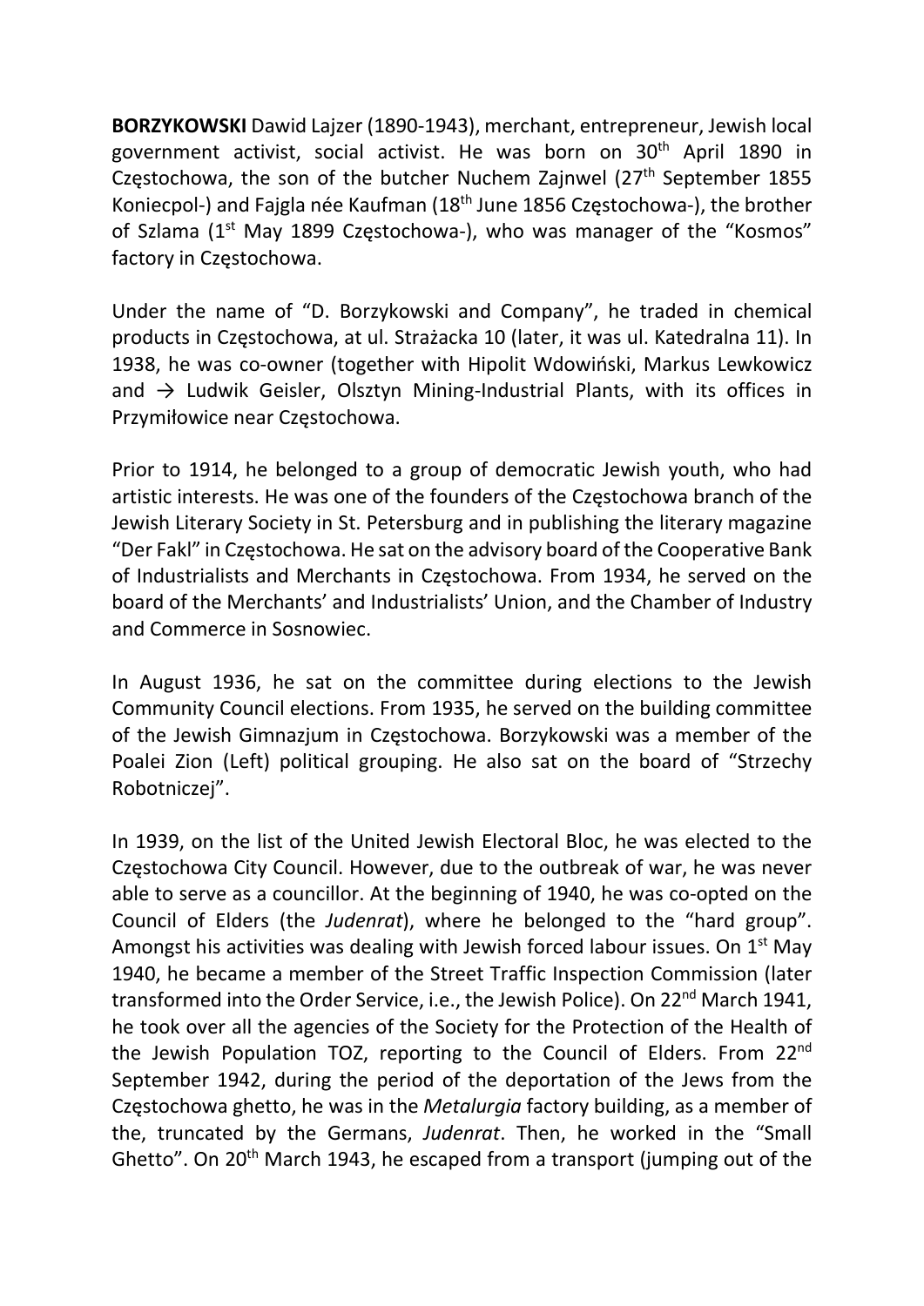**BORZYKOWSKI** Dawid Lajzer (1890-1943), merchant, entrepreneur, Jewish local government activist, social activist. He was born on 30th April 1890 in Częstochowa, the son of the butcher Nuchem Zajnwel (27th September 1855 Koniecpol-) and Fajgla née Kaufman (18th June 1856 Częstochowa-), the brother of Szlama (1st May 1899 Częstochowa-), who was manager of the "Kosmos" factory in Częstochowa.

Under the name of "D. Borzykowski and Company", he traded in chemical products in Częstochowa, at ul. Strażacka 10 (later, it was ul. Katedralna 11). In 1938, he was co-owner (together with Hipolit Wdowiński, Markus Lewkowicz and → Ludwik Geisler, Olsztyn Mining-Industrial Plants, with its offices in Przymiłowice near Częstochowa.

Prior to 1914, he belonged to a group of democratic Jewish youth, who had artistic interests. He was one of the founders of the Częstochowa branch of the Jewish Literary Society in St. Petersburg and in publishing the literary magazine "Der Fakl" in Częstochowa. He sat on the advisory board of the Cooperative Bank of Industrialists and Merchants in Częstochowa. From 1934, he served on the board of the Merchants' and Industrialists' Union, and the Chamber of Industry and Commerce in Sosnowiec.

In August 1936, he sat on the committee during elections to the Jewish Community Council elections. From 1935, he served on the building committee of the Jewish Gimnazjum in Częstochowa. Borzykowski was a member of the Poalei Zion (Left) political grouping. He also sat on the board of "Strzechy Robotniczej".

In 1939, on the list of the United Jewish Electoral Bloc, he was elected to the Częstochowa City Council. However, due to the outbreak of war, he was never able to serve as a councillor. At the beginning of 1940, he was co-opted on the Council of Elders (the *Judenrat*), where he belonged to the "hard group". Amongst his activities was dealing with Jewish forced labour issues. On 1st May 1940, he became a member of the Street Traffic Inspection Commission (later transformed into the Order Service, i.e., the Jewish Police). On 22nd March 1941, he took over all the agencies of the Society for the Protection of the Health of the Jewish Population TOZ, reporting to the Council of Elders. From 22nd September 1942, during the period of the deportation of the Jews from the Częstochowa ghetto, he was in the *Metalurgia* factory building, as a member of the, truncated by the Germans, *Judenrat*. Then, he worked in the "Small Ghetto". On 20th March 1943, he escaped from a transport (jumping out of the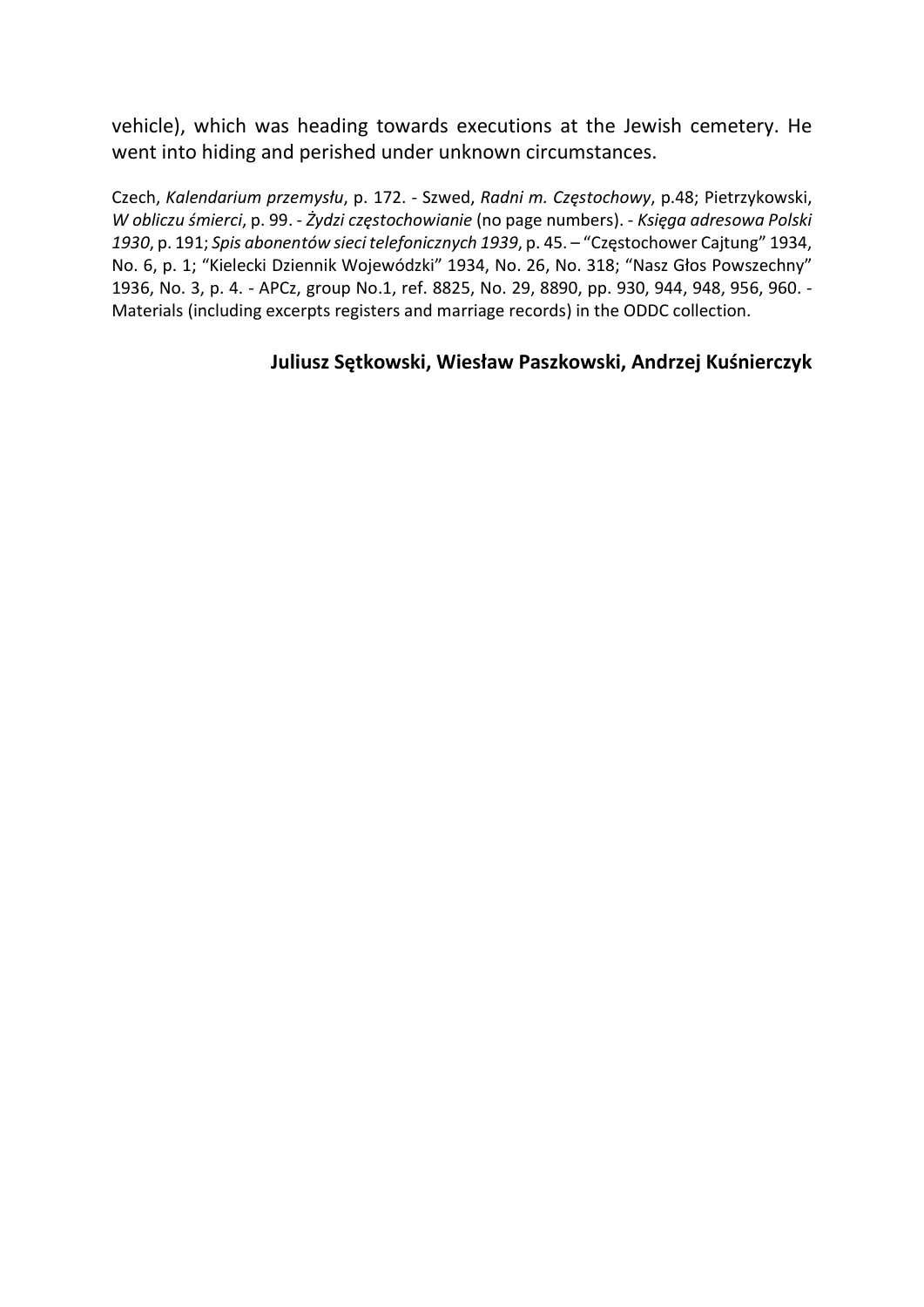vehicle), which was heading towards executions at the Jewish cemetery. He went into hiding and perished under unknown circumstances.

Czech, *Kalendarium przemysłu*, p. 172. - Szwed, *Radni m. Częstochowy*, p.48; Pietrzykowski, *W obliczu śmierci*, p. 99. - *Żydzi częstochowianie* (no page numbers). - *Księga adresowa Polski 1930*, p. 191; *Spis abonentów sieci telefonicznych 1939*, p. 45. – "Częstochower Cajtung" 1934, No. 6, p. 1; "Kielecki Dziennik Wojewódzki" 1934, No. 26, No. 318; "Nasz Głos Powszechny" 1936, No. 3, p. 4. - APCz, group No.1, ref. 8825, No. 29, 8890, pp. 930, 944, 948, 956, 960. - Materials (including excerpts registers and marriage records) in the ODDC collection.

**Juliusz Sętkowski, Wiesław Paszkowski, Andrzej Kuśnierczyk**